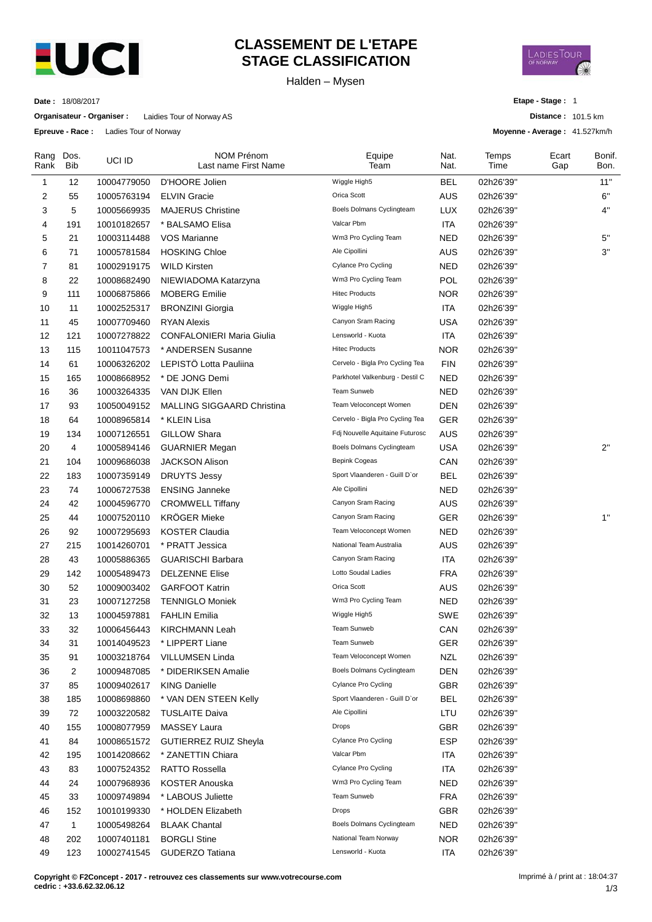# CLASSEMENT DE L'ETAPE
# STAGE CLASSIFICATION

Halden – Mysen

**Date :** 18/08/2017

**Organisateur - Organiser :** Laidies Tour of Norway AS

**Epreuve - Race :** Ladies Tour of Norway

**Etape - Stage :** 1

**Distance :** 101.5 km

**Moyenne - Average :** 41.527km/h

| Rang Rank | Dos. Bib | UCI ID | NOM Prénom Last name First Name | Equipe Team | Nat. Nat. | Temps Time | Ecart Gap | Bonif. Bon. |
|---|---|---|---|---|---|---|---|---|
| 1 | 12 | 10004779050 | D'HOORE Jolien | Wiggle High5 | BEL | 02h26'39'' | | 11'' |
| 2 | 55 | 10005763194 | ELVIN Gracie | Orica Scott | AUS | 02h26'39'' | | 6'' |
| 3 | 5 | 10005669935 | MAJERUS Christine | Boels Dolmans Cyclingteam | LUX | 02h26'39'' | | 4'' |
| 4 | 191 | 10010182657 | * BALSAMO Elisa | Valcar Pbm | ITA | 02h26'39'' | | |
| 5 | 21 | 10003114488 | VOS Marianne | Wm3 Pro Cycling Team | NED | 02h26'39'' | | 5'' |
| 6 | 71 | 10005781584 | HOSKING Chloe | Ale Cipollini | AUS | 02h26'39'' | | 3'' |
| 7 | 81 | 10002919175 | WILD Kirsten | Cylance Pro Cycling | NED | 02h26'39'' | | |
| 8 | 22 | 10008682490 | NIEWIADOMA Katarzyna | Wm3 Pro Cycling Team | POL | 02h26'39'' | | |
| 9 | 111 | 10006875866 | MOBERG Emilie | Hitec Products | NOR | 02h26'39'' | | |
| 10 | 11 | 10002525317 | BRONZINI Giorgia | Wiggle High5 | ITA | 02h26'39'' | | |
| 11 | 45 | 10007709460 | RYAN Alexis | Canyon Sram Racing | USA | 02h26'39'' | | |
| 12 | 121 | 10007278822 | CONFALONIERI Maria Giulia | Lensworld - Kuota | ITA | 02h26'39'' | | |
| 13 | 115 | 10011047573 | * ANDERSEN Susanne | Hitec Products | NOR | 02h26'39'' | | |
| 14 | 61 | 10006326202 | LEPISTÖ Lotta Pauliina | Cervelo - Bigla Pro Cycling Tea | FIN | 02h26'39'' | | |
| 15 | 165 | 10008668952 | * DE JONG Demi | Parkhotel Valkenburg - Destil C | NED | 02h26'39'' | | |
| 16 | 36 | 10003264335 | VAN DIJK Ellen | Team Sunweb | NED | 02h26'39'' | | |
| 17 | 93 | 10050049152 | MALLING SIGGAARD Christina | Team Veloconcept Women | DEN | 02h26'39'' | | |
| 18 | 64 | 10008965814 | * KLEIN Lisa | Cervelo - Bigla Pro Cycling Tea | GER | 02h26'39'' | | |
| 19 | 134 | 10007126551 | GILLOW Shara | Fdj Nouvelle Aquitaine Futurosc | AUS | 02h26'39'' | | |
| 20 | 4 | 10005894146 | GUARNIER Megan | Boels Dolmans Cyclingteam | USA | 02h26'39'' | | 2'' |
| 21 | 104 | 10009686038 | JACKSON Alison | Bepink Cogeas | CAN | 02h26'39'' | | |
| 22 | 183 | 10007359149 | DRUYTS Jessy | Sport Vlaanderen - Guill D`or | BEL | 02h26'39'' | | |
| 23 | 74 | 10006727538 | ENSING Janneke | Ale Cipollini | NED | 02h26'39'' | | |
| 24 | 42 | 10004596770 | CROMWELL Tiffany | Canyon Sram Racing | AUS | 02h26'39'' | | |
| 25 | 44 | 10007520110 | KRÖGER Mieke | Canyon Sram Racing | GER | 02h26'39'' | | 1'' |
| 26 | 92 | 10007295693 | KOSTER Claudia | Team Veloconcept Women | NED | 02h26'39'' | | |
| 27 | 215 | 10014260701 | * PRATT Jessica | National Team Australia | AUS | 02h26'39'' | | |
| 28 | 43 | 10005886365 | GUARISCHI Barbara | Canyon Sram Racing | ITA | 02h26'39'' | | |
| 29 | 142 | 10005489473 | DELZENNE Elise | Lotto Soudal Ladies | FRA | 02h26'39'' | | |
| 30 | 52 | 10009003402 | GARFOOT Katrin | Orica Scott | AUS | 02h26'39'' | | |
| 31 | 23 | 10007127258 | TENNIGLO Moniek | Wm3 Pro Cycling Team | NED | 02h26'39'' | | |
| 32 | 13 | 10004597881 | FAHLIN Emilia | Wiggle High5 | SWE | 02h26'39'' | | |
| 33 | 32 | 10006456443 | KIRCHMANN Leah | Team Sunweb | CAN | 02h26'39'' | | |
| 34 | 31 | 10014049523 | * LIPPERT Liane | Team Sunweb | GER | 02h26'39'' | | |
| 35 | 91 | 10003218764 | VILLUMSEN Linda | Team Veloconcept Women | NZL | 02h26'39'' | | |
| 36 | 2 | 10009487085 | * DIDERIKSEN Amalie | Boels Dolmans Cyclingteam | DEN | 02h26'39'' | | |
| 37 | 85 | 10009402617 | KING Danielle | Cylance Pro Cycling | GBR | 02h26'39'' | | |
| 38 | 185 | 10008698860 | * VAN DEN STEEN Kelly | Sport Vlaanderen - Guill D`or | BEL | 02h26'39'' | | |
| 39 | 72 | 10003220582 | TUSLAITE Daiva | Ale Cipollini | LTU | 02h26'39'' | | |
| 40 | 155 | 10008077959 | MASSEY Laura | Drops | GBR | 02h26'39'' | | |
| 41 | 84 | 10008651572 | GUTIERREZ RUIZ Sheyla | Cylance Pro Cycling | ESP | 02h26'39'' | | |
| 42 | 195 | 10014208662 | * ZANETTIN Chiara | Valcar Pbm | ITA | 02h26'39'' | | |
| 43 | 83 | 10007524352 | RATTO Rossella | Cylance Pro Cycling | ITA | 02h26'39'' | | |
| 44 | 24 | 10007968936 | KOSTER Anouska | Wm3 Pro Cycling Team | NED | 02h26'39'' | | |
| 45 | 33 | 10009749894 | * LABOUS Juliette | Team Sunweb | FRA | 02h26'39'' | | |
| 46 | 152 | 10010199330 | * HOLDEN Elizabeth | Drops | GBR | 02h26'39'' | | |
| 47 | 1 | 10005498264 | BLAAK Chantal | Boels Dolmans Cyclingteam | NED | 02h26'39'' | | |
| 48 | 202 | 10007401181 | BORGLI Stine | National Team Norway | NOR | 02h26'39'' | | |
| 49 | 123 | 10002741545 | GUDERZO Tatiana | Lensworld - Kuota | ITA | 02h26'39'' | | |

**Copyright © F2Concept - 2017 - retrouvez ces classements sur www.votrecourse.com**
**cedric : +33.6.62.32.06.12**

Imprimé à / print at : 18:04:37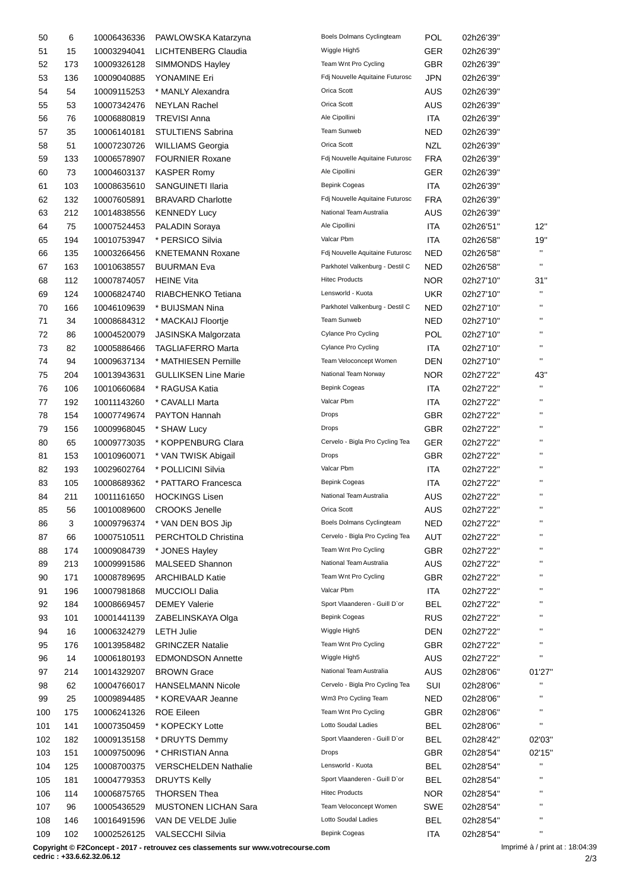| | | | | | | | |
|---|---|---|---|---|---|---|---|
| 50 | 6 | 10006436336 | PAWLOWSKA Katarzyna | Boels Dolmans Cyclingteam | POL | 02h26'39'' | |
| 51 | 15 | 10003294041 | LICHTENBERG Claudia | Wiggle High5 | GER | 02h26'39'' | |
| 52 | 173 | 10009326128 | SIMMONDS Hayley | Team Wnt Pro Cycling | GBR | 02h26'39'' | |
| 53 | 136 | 10009040885 | YONAMINE Eri | Fdj Nouvelle Aquitaine Futurosc | JPN | 02h26'39'' | |
| 54 | 54 | 10009115253 | * MANLY Alexandra | Orica Scott | AUS | 02h26'39'' | |
| 55 | 53 | 10007342476 | NEYLAN Rachel | Orica Scott | AUS | 02h26'39'' | |
| 56 | 76 | 10006880819 | TREVISI Anna | Ale Cipollini | ITA | 02h26'39'' | |
| 57 | 35 | 10006140181 | STULTIENS Sabrina | Team Sunweb | NED | 02h26'39'' | |
| 58 | 51 | 10007230726 | WILLIAMS Georgia | Orica Scott | NZL | 02h26'39'' | |
| 59 | 133 | 10006578907 | FOURNIER Roxane | Fdj Nouvelle Aquitaine Futurosc | FRA | 02h26'39'' | |
| 60 | 73 | 10004603137 | KASPER Romy | Ale Cipollini | GER | 02h26'39'' | |
| 61 | 103 | 10008635610 | SANGUINETI Ilaria | Bepink Cogeas | ITA | 02h26'39'' | |
| 62 | 132 | 10007605891 | BRAVARD Charlotte | Fdj Nouvelle Aquitaine Futurosc | FRA | 02h26'39'' | |
| 63 | 212 | 10014838556 | KENNEDY Lucy | National Team Australia | AUS | 02h26'39'' | |
| 64 | 75 | 10007524453 | PALADIN Soraya | Ale Cipollini | ITA | 02h26'51'' | 12'' |
| 65 | 194 | 10010753947 | * PERSICO Silvia | Valcar Pbm | ITA | 02h26'58'' | 19'' |
| 66 | 135 | 10003266456 | KNETEMANN Roxane | Fdj Nouvelle Aquitaine Futurosc | NED | 02h26'58'' | '' |
| 67 | 163 | 10010638557 | BUURMAN Eva | Parkhotel Valkenburg - Destil C | NED | 02h26'58'' | '' |
| 68 | 112 | 10007874057 | HEINE Vita | Hitec Products | NOR | 02h27'10'' | 31'' |
| 69 | 124 | 10006824740 | RIABCHENKO Tetiana | Lensworld - Kuota | UKR | 02h27'10'' | '' |
| 70 | 166 | 10046109639 | * BUIJSMAN Nina | Parkhotel Valkenburg - Destil C | NED | 02h27'10'' | '' |
| 71 | 34 | 10008684312 | * MACKAIJ Floortje | Team Sunweb | NED | 02h27'10'' | '' |
| 72 | 86 | 10004520079 | JASINSKA Malgorzata | Cylance Pro Cycling | POL | 02h27'10'' | '' |
| 73 | 82 | 10005886466 | TAGLIAFERRO Marta | Cylance Pro Cycling | ITA | 02h27'10'' | '' |
| 74 | 94 | 10009637134 | * MATHIESEN Pernille | Team Veloconcept Women | DEN | 02h27'10'' | '' |
| 75 | 204 | 10013943631 | GULLIKSEN Line Marie | National Team Norway | NOR | 02h27'22'' | 43'' |
| 76 | 106 | 10010660684 | * RAGUSA Katia | Bepink Cogeas | ITA | 02h27'22'' | '' |
| 77 | 192 | 10011143260 | * CAVALLI Marta | Valcar Pbm | ITA | 02h27'22'' | '' |
| 78 | 154 | 10007749674 | PAYTON Hannah | Drops | GBR | 02h27'22'' | '' |
| 79 | 156 | 10009968045 | * SHAW Lucy | Drops | GBR | 02h27'22'' | '' |
| 80 | 65 | 10009773035 | * KOPPENBURG Clara | Cervelo - Bigla Pro Cycling Tea | GER | 02h27'22'' | '' |
| 81 | 153 | 10010960071 | * VAN TWISK Abigail | Drops | GBR | 02h27'22'' | '' |
| 82 | 193 | 10029602764 | * POLLICINI Silvia | Valcar Pbm | ITA | 02h27'22'' | '' |
| 83 | 105 | 10008689362 | * PATTARO Francesca | Bepink Cogeas | ITA | 02h27'22'' | '' |
| 84 | 211 | 10011161650 | HOCKINGS Lisen | National Team Australia | AUS | 02h27'22'' | '' |
| 85 | 56 | 10010089600 | CROOKS Jenelle | Orica Scott | AUS | 02h27'22'' | '' |
| 86 | 3 | 10009796374 | * VAN DEN BOS Jip | Boels Dolmans Cyclingteam | NED | 02h27'22'' | '' |
| 87 | 66 | 10007510511 | PERCHTOLD Christina | Cervelo - Bigla Pro Cycling Tea | AUT | 02h27'22'' | '' |
| 88 | 174 | 10009084739 | * JONES Hayley | Team Wnt Pro Cycling | GBR | 02h27'22'' | '' |
| 89 | 213 | 10009991586 | MALSEED Shannon | National Team Australia | AUS | 02h27'22'' | '' |
| 90 | 171 | 10008789695 | ARCHIBALD Katie | Team Wnt Pro Cycling | GBR | 02h27'22'' | '' |
| 91 | 196 | 10007981868 | MUCCIOLI Dalia | Valcar Pbm | ITA | 02h27'22'' | '' |
| 92 | 184 | 10008669457 | DEMEY Valerie | Sport Vlaanderen - Guill D`or | BEL | 02h27'22'' | '' |
| 93 | 101 | 10001441139 | ZABELINSKAYA Olga | Bepink Cogeas | RUS | 02h27'22'' | '' |
| 94 | 16 | 10006324279 | LETH Julie | Wiggle High5 | DEN | 02h27'22'' | '' |
| 95 | 176 | 10013958482 | GRINCZER Natalie | Team Wnt Pro Cycling | GBR | 02h27'22'' | '' |
| 96 | 14 | 10006180193 | EDMONDSON Annette | Wiggle High5 | AUS | 02h27'22'' | '' |
| 97 | 214 | 10014329207 | BROWN Grace | National Team Australia | AUS | 02h28'06'' | 01'27'' |
| 98 | 62 | 10004766017 | HANSELMANN Nicole | Cervelo - Bigla Pro Cycling Tea | SUI | 02h28'06'' | '' |
| 99 | 25 | 10009894485 | * KOREVAAR Jeanne | Wm3 Pro Cycling Team | NED | 02h28'06'' | '' |
| 100 | 175 | 10006241326 | ROE Eileen | Team Wnt Pro Cycling | GBR | 02h28'06'' | '' |
| 101 | 141 | 10007350459 | * KOPECKY Lotte | Lotto Soudal Ladies | BEL | 02h28'06'' | '' |
| 102 | 182 | 10009135158 | * DRUYTS Demmy | Sport Vlaanderen - Guill D`or | BEL | 02h28'42'' | 02'03'' |
| 103 | 151 | 10009750096 | * CHRISTIAN Anna | Drops | GBR | 02h28'54'' | 02'15'' |
| 104 | 125 | 10008700375 | VERSCHELDEN Nathalie | Lensworld - Kuota | BEL | 02h28'54'' | '' |
| 105 | 181 | 10004779353 | DRUYTS Kelly | Sport Vlaanderen - Guill D`or | BEL | 02h28'54'' | '' |
| 106 | 114 | 10006875765 | THORSEN Thea | Hitec Products | NOR | 02h28'54'' | '' |
| 107 | 96 | 10005436529 | MUSTONEN LICHAN Sara | Team Veloconcept Women | SWE | 02h28'54'' | '' |
| 108 | 146 | 10016491596 | VAN DE VELDE Julie | Lotto Soudal Ladies | BEL | 02h28'54'' | '' |
| 109 | 102 | 10002526125 | VALSECCHI Silvia | Bepink Cogeas | ITA | 02h28'54'' | '' |

**Copyright © F2Concept - 2017 - retrouvez ces classements sur www.votrecourse.com**
**cedric : +33.6.62.32.06.12**

Imprimé à / print at : 18:04:39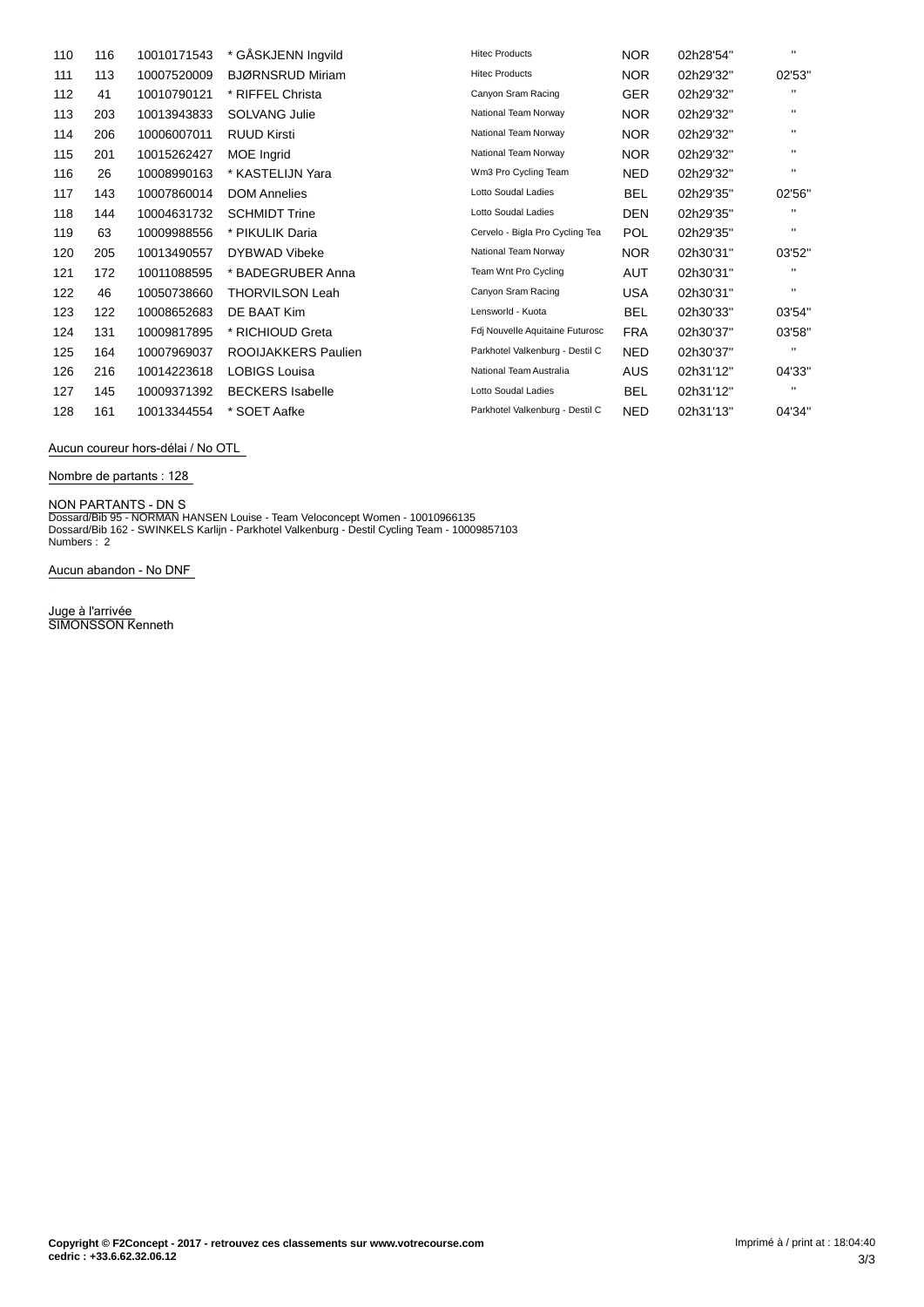| | | | | | | | |
|---|---|---|---|---|---|---|---|
| 110 | 116 | 10010171543 | * GÅSKJENN Ingvild | Hitec Products | NOR | 02h28'54'' | '' |
| 111 | 113 | 10007520009 | BJØRNSRUD Miriam | Hitec Products | NOR | 02h29'32'' | 02'53'' |
| 112 | 41 | 10010790121 | * RIFFEL Christa | Canyon Sram Racing | GER | 02h29'32'' | '' |
| 113 | 203 | 10013943833 | SOLVANG Julie | National Team Norway | NOR | 02h29'32'' | '' |
| 114 | 206 | 10006007011 | RUUD Kirsti | National Team Norway | NOR | 02h29'32'' | '' |
| 115 | 201 | 10015262427 | MOE Ingrid | National Team Norway | NOR | 02h29'32'' | '' |
| 116 | 26 | 10008990163 | * KASTELIJN Yara | Wm3 Pro Cycling Team | NED | 02h29'32'' | '' |
| 117 | 143 | 10007860014 | DOM Annelies | Lotto Soudal Ladies | BEL | 02h29'35'' | 02'56'' |
| 118 | 144 | 10004631732 | SCHMIDT Trine | Lotto Soudal Ladies | DEN | 02h29'35'' | '' |
| 119 | 63 | 10009988556 | * PIKULIK Daria | Cervelo - Bigla Pro Cycling Tea | POL | 02h29'35'' | '' |
| 120 | 205 | 10013490557 | DYBWAD Vibeke | National Team Norway | NOR | 02h30'31'' | 03'52'' |
| 121 | 172 | 10011088595 | * BADEGRUBER Anna | Team Wnt Pro Cycling | AUT | 02h30'31'' | '' |
| 122 | 46 | 10050738660 | THORVILSON Leah | Canyon Sram Racing | USA | 02h30'31'' | '' |
| 123 | 122 | 10008652683 | DE BAAT Kim | Lensworld - Kuota | BEL | 02h30'33'' | 03'54'' |
| 124 | 131 | 10009817895 | * RICHIOUD Greta | Fdj Nouvelle Aquitaine Futurosc | FRA | 02h30'37'' | 03'58'' |
| 125 | 164 | 10007969037 | ROOIJAKKERS Paulien | Parkhotel Valkenburg - Destil C | NED | 02h30'37'' | '' |
| 126 | 216 | 10014223618 | LOBIGS Louisa | National Team Australia | AUS | 02h31'12'' | 04'33'' |
| 127 | 145 | 10009371392 | BECKERS Isabelle | Lotto Soudal Ladies | BEL | 02h31'12'' | '' |
| 128 | 161 | 10013344554 | * SOET Aafke | Parkhotel Valkenburg - Destil C | NED | 02h31'13'' | 04'34'' |

Aucun coureur hors-délai / No OTL

Nombre de partants : 128

NON PARTANTS - DN S
Dossard/Bib 95 - NORMAN HANSEN Louise - Team Veloconcept Women - 10010966135
Dossard/Bib 162 - SWINKELS Karlijn - Parkhotel Valkenburg - Destil Cycling Team - 10009857103
Numbers : 2

Aucun abandon - No DNF

Juge à l'arrivée
SIMONSSON Kenneth

**Copyright © F2Concept - 2017 - retrouvez ces classements sur www.votrecourse.com**
**cedric : +33.6.62.32.06.12**

Imprimé à / print at : 18:04:40